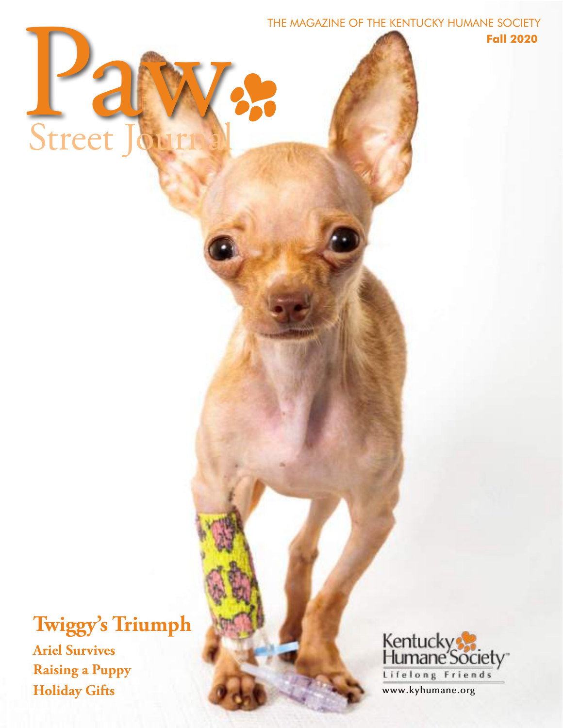THE MAGAZINE OF THE KENTUCKY HUMANE SOCIETY

**Fall 2020**

# Paw Street Journal

## Twiggy's Triumph

**Ariel Survives**

**Raising a Puppy**

**Holiday Gifts**

Kentucky Humane Society

Lifelong Friends

www.kyhumane.org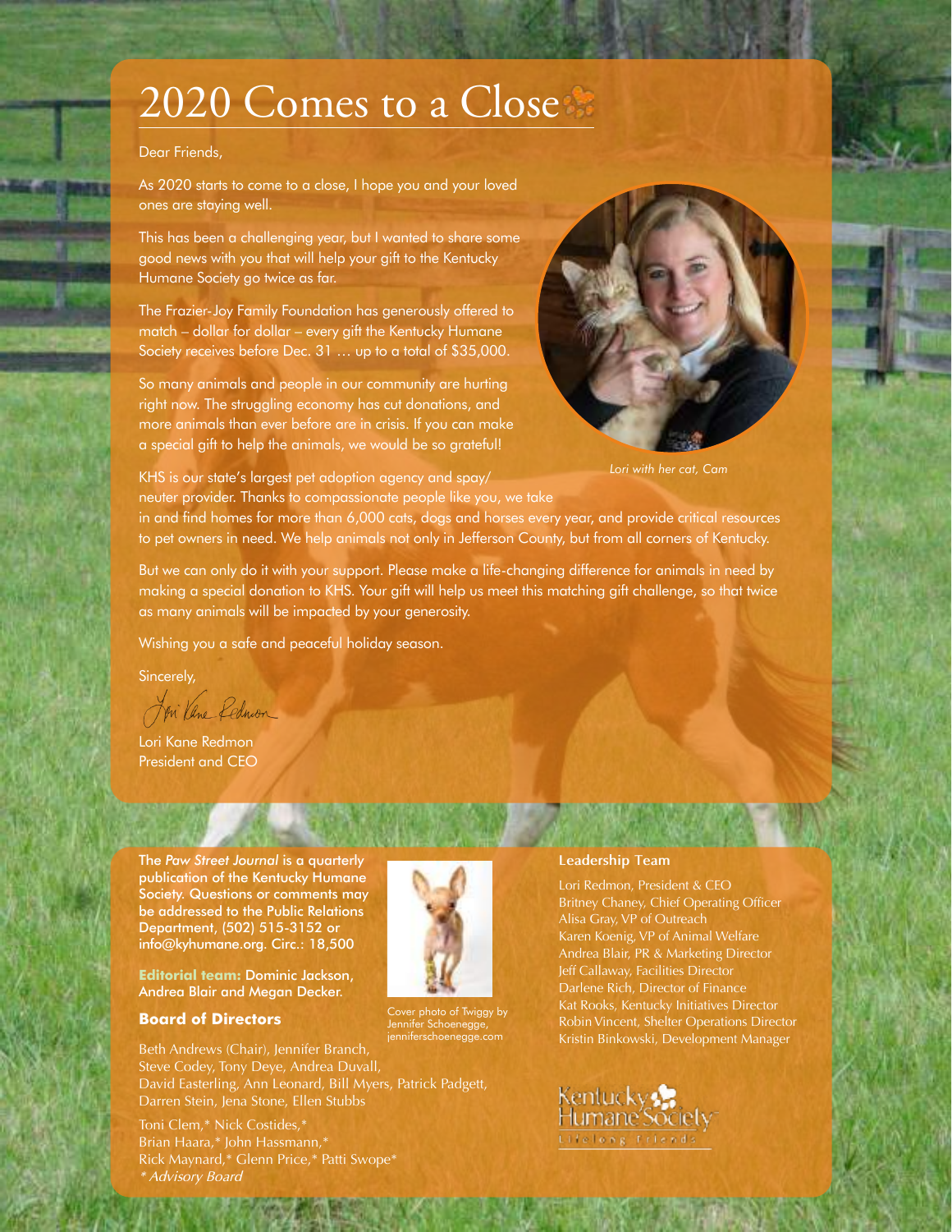# 2020 Comes to a Close

Dear Friends,

As 2020 starts to come to a close, I hope you and your loved ones are staying well.

This has been a challenging year, but I wanted to share some good news with you that will help your gift to the Kentucky Humane Society go twice as far.

The Frazier-Joy Family Foundation has generously offered to match – dollar for dollar – every gift the Kentucky Humane Society receives before Dec. 31 … up to a total of $35,000.

So many animals and people in our community are hurting right now. The struggling economy has cut donations, and more animals than ever before are in crisis. If you can make a special gift to help the animals, we would be so grateful!

*Lori with her cat, Cam*

KHS is our state's largest pet adoption agency and spay/neuter provider. Thanks to compassionate people like you, we take in and find homes for more than 6,000 cats, dogs and horses every year, and provide critical resources to pet owners in need. We help animals not only in Jefferson County, but from all corners of Kentucky.

But we can only do it with your support. Please make a life-changing difference for animals in need by making a special donation to KHS. Your gift will help us meet this matching gift challenge, so that twice as many animals will be impacted by your generosity.

Wishing you a safe and peaceful holiday season.

Sincerely,

Lori Kane Redmon

Lori Kane Redmon
President and CEO

**The *Paw Street Journal* is a quarterly publication of the Kentucky Humane Society. Questions or comments may be addressed to the Public Relations Department, (502) 515-3152 or info@kyhumane.org. Circ.: 18,500**

**Editorial team:** Dominic Jackson, Andrea Blair and Megan Decker.

Cover photo of Twiggy by Jennifer Schoenegge, jenniferschoenegge.com

### Board of Directors

Beth Andrews (Chair), Jennifer Branch, Steve Codey, Tony Deye, Andrea Duvall, David Easterling, Ann Leonard, Bill Myers, Patrick Padgett, Darren Stein, Jena Stone, Ellen Stubbs

Toni Clem,* Nick Costides,* Brian Haara,* John Hassmann,* Rick Maynard,* Glenn Price,* Patti Swope*
*\* Advisory Board*

### Leadership Team

Lori Redmon, President & CEO
Britney Chaney, Chief Operating Officer
Alisa Gray, VP of Outreach
Karen Koenig, VP of Animal Welfare
Andrea Blair, PR & Marketing Director
Jeff Callaway, Facilities Director
Darlene Rich, Director of Finance
Kat Rooks, Kentucky Initiatives Director
Robin Vincent, Shelter Operations Director
Kristin Binkowski, Development Manager

Kentucky Humane Society
Lifelong friends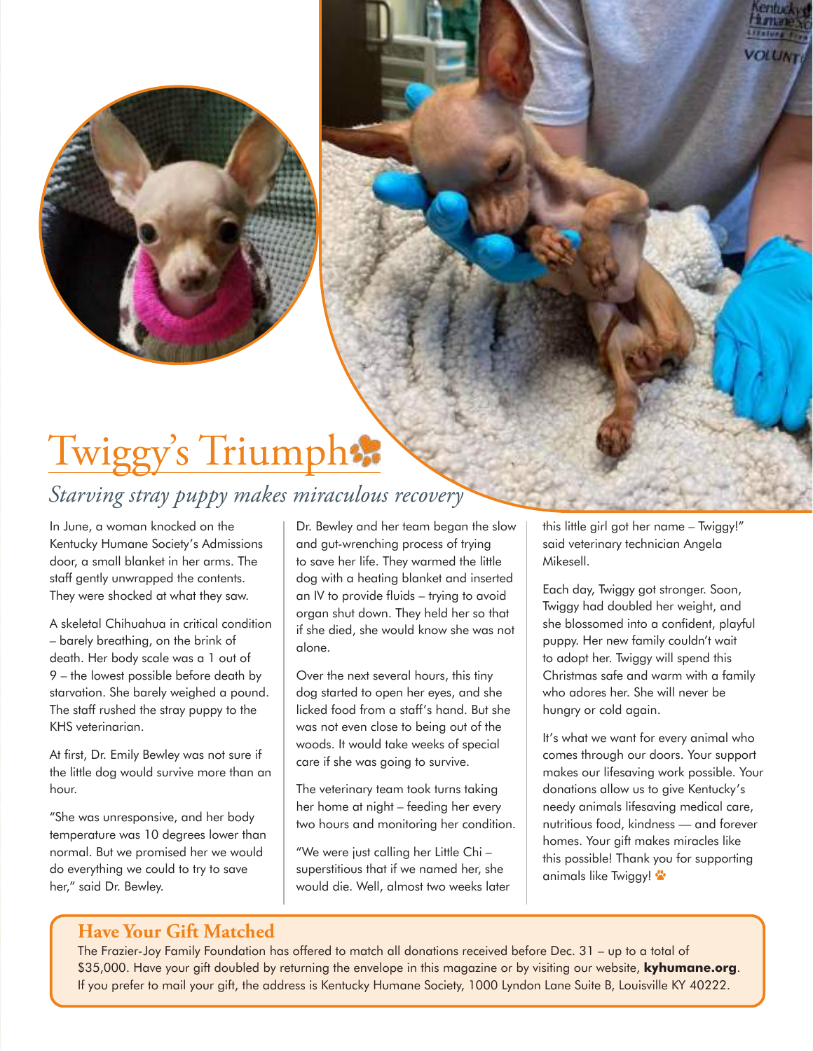# Twiggy's Triumph

## *Starving stray puppy makes miraculous recovery*

In June, a woman knocked on the Kentucky Humane Society's Admissions door, a small blanket in her arms. The staff gently unwrapped the contents. They were shocked at what they saw.

A skeletal Chihuahua in critical condition – barely breathing, on the brink of death. Her body scale was a 1 out of 9 – the lowest possible before death by starvation. She barely weighed a pound. The staff rushed the stray puppy to the KHS veterinarian.

At first, Dr. Emily Bewley was not sure if the little dog would survive more than an hour.

"She was unresponsive, and her body temperature was 10 degrees lower than normal. But we promised her we would do everything we could to try to save her," said Dr. Bewley.

Dr. Bewley and her team began the slow and gut-wrenching process of trying to save her life. They warmed the little dog with a heating blanket and inserted an IV to provide fluids – trying to avoid organ shut down. They held her so that if she died, she would know she was not alone.

Over the next several hours, this tiny dog started to open her eyes, and she licked food from a staff's hand. But she was not even close to being out of the woods. It would take weeks of special care if she was going to survive.

The veterinary team took turns taking her home at night – feeding her every two hours and monitoring her condition.

"We were just calling her Little Chi – superstitious that if we named her, she would die. Well, almost two weeks later this little girl got her name – Twiggy!" said veterinary technician Angela Mikesell.

Each day, Twiggy got stronger. Soon, Twiggy had doubled her weight, and she blossomed into a confident, playful puppy. Her new family couldn't wait to adopt her. Twiggy will spend this Christmas safe and warm with a family who adores her. She will never be hungry or cold again.

It's what we want for every animal who comes through our doors. Your support makes our lifesaving work possible. Your donations allow us to give Kentucky's needy animals lifesaving medical care, nutritious food, kindness — and forever homes. Your gift makes miracles like this possible! Thank you for supporting animals like Twiggy!

### Have Your Gift Matched

The Frazier-Joy Family Foundation has offered to match all donations received before Dec. 31 – up to a total of $35,000. Have your gift doubled by returning the envelope in this magazine or by visiting our website, **kyhumane.org**. If you prefer to mail your gift, the address is Kentucky Humane Society, 1000 Lyndon Lane Suite B, Louisville KY 40222.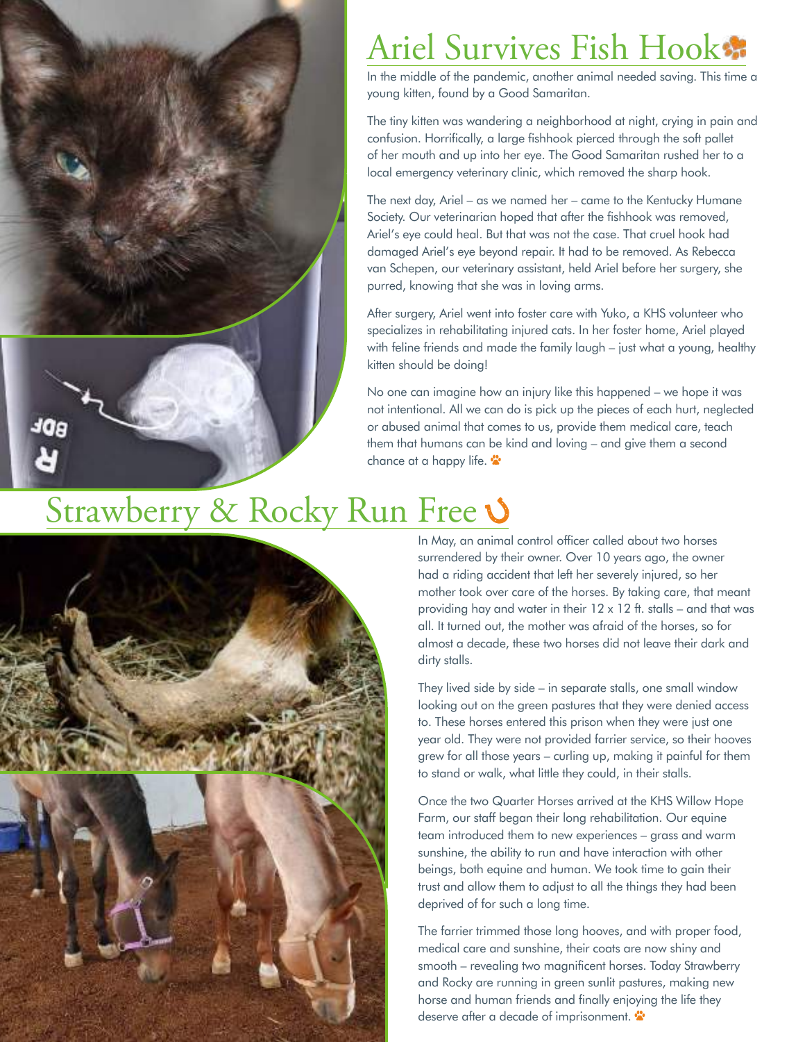## Ariel Survives Fish Hook

In the middle of the pandemic, another animal needed saving. This time a young kitten, found by a Good Samaritan.

The tiny kitten was wandering a neighborhood at night, crying in pain and confusion. Horrifically, a large fishhook pierced through the soft pallet of her mouth and up into her eye. The Good Samaritan rushed her to a local emergency veterinary clinic, which removed the sharp hook.

The next day, Ariel – as we named her – came to the Kentucky Humane Society. Our veterinarian hoped that after the fishhook was removed, Ariel's eye could heal. But that was not the case. That cruel hook had damaged Ariel's eye beyond repair. It had to be removed. As Rebecca van Schepen, our veterinary assistant, held Ariel before her surgery, she purred, knowing that she was in loving arms.

After surgery, Ariel went into foster care with Yuko, a KHS volunteer who specializes in rehabilitating injured cats. In her foster home, Ariel played with feline friends and made the family laugh – just what a young, healthy kitten should be doing!

No one can imagine how an injury like this happened – we hope it was not intentional. All we can do is pick up the pieces of each hurt, neglected or abused animal that comes to us, provide them medical care, teach them that humans can be kind and loving – and give them a second chance at a happy life.

## Strawberry & Rocky Run Free

In May, an animal control officer called about two horses surrendered by their owner. Over 10 years ago, the owner had a riding accident that left her severely injured, so her mother took over care of the horses. By taking care, that meant providing hay and water in their 12 x 12 ft. stalls – and that was all. It turned out, the mother was afraid of the horses, so for almost a decade, these two horses did not leave their dark and dirty stalls.

They lived side by side – in separate stalls, one small window looking out on the green pastures that they were denied access to. These horses entered this prison when they were just one year old. They were not provided farrier service, so their hooves grew for all those years – curling up, making it painful for them to stand or walk, what little they could, in their stalls.

Once the two Quarter Horses arrived at the KHS Willow Hope Farm, our staff began their long rehabilitation. Our equine team introduced them to new experiences – grass and warm sunshine, the ability to run and have interaction with other beings, both equine and human. We took time to gain their trust and allow them to adjust to all the things they had been deprived of for such a long time.

The farrier trimmed those long hooves, and with proper food, medical care and sunshine, their coats are now shiny and smooth – revealing two magnificent horses. Today Strawberry and Rocky are running in green sunlit pastures, making new horse and human friends and finally enjoying the life they deserve after a decade of imprisonment.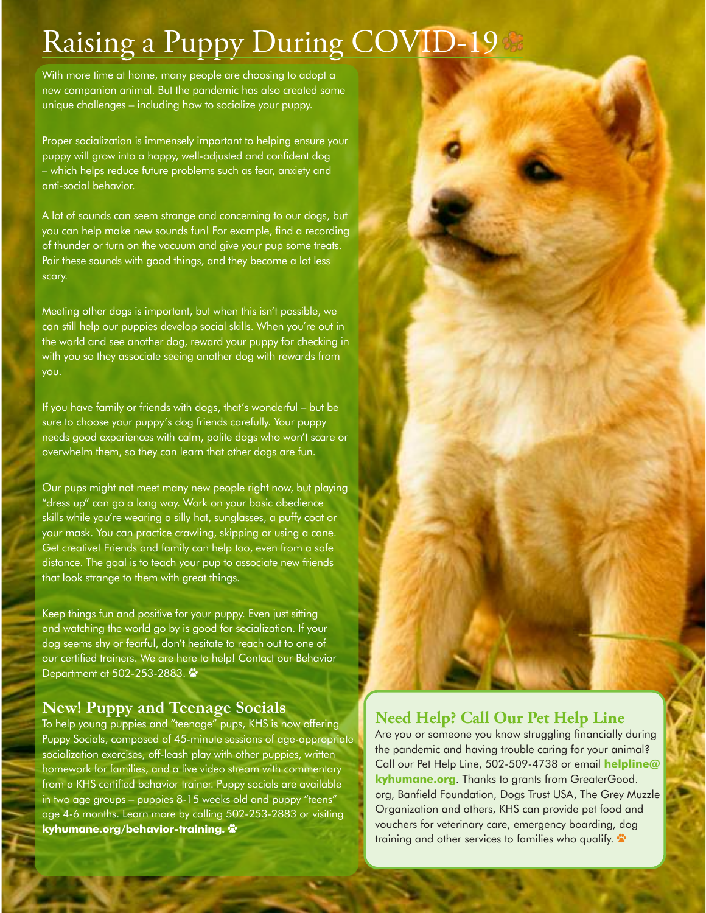# Raising a Puppy During COVID-19

With more time at home, many people are choosing to adopt a new companion animal. But the pandemic has also created some unique challenges – including how to socialize your puppy.

Proper socialization is immensely important to helping ensure your puppy will grow into a happy, well-adjusted and confident dog – which helps reduce future problems such as fear, anxiety and anti-social behavior.

A lot of sounds can seem strange and concerning to our dogs, but you can help make new sounds fun! For example, find a recording of thunder or turn on the vacuum and give your pup some treats. Pair these sounds with good things, and they become a lot less scary.

Meeting other dogs is important, but when this isn't possible, we can still help our puppies develop social skills. When you're out in the world and see another dog, reward your puppy for checking in with you so they associate seeing another dog with rewards from you.

If you have family or friends with dogs, that's wonderful – but be sure to choose your puppy's dog friends carefully. Your puppy needs good experiences with calm, polite dogs who won't scare or overwhelm them, so they can learn that other dogs are fun.

Our pups might not meet many new people right now, but playing "dress up" can go a long way. Work on your basic obedience skills while you're wearing a silly hat, sunglasses, a puffy coat or your mask. You can practice crawling, skipping or using a cane. Get creative! Friends and family can help too, even from a safe distance. The goal is to teach your pup to associate new friends that look strange to them with great things.

Keep things fun and positive for your puppy. Even just sitting and watching the world go by is good for socialization. If your dog seems shy or fearful, don't hesitate to reach out to one of our certified trainers. We are here to help! Contact our Behavior Department at 502-253-2883.

## New! Puppy and Teenage Socials

To help young puppies and "teenage" pups, KHS is now offering Puppy Socials, composed of 45-minute sessions of age-appropriate socialization exercises, off-leash play with other puppies, written homework for families, and a live video stream with commentary from a KHS certified behavior trainer. Puppy socials are available in two age groups – puppies 8-15 weeks old and puppy "teens" age 4-6 months. Learn more by calling 502-253-2883 or visiting **kyhumane.org/behavior-training.**

## Need Help? Call Our Pet Help Line

Are you or someone you know struggling financially during the pandemic and having trouble caring for your animal? Call our Pet Help Line, 502-509-4738 or email **helpline@kyhumane.org**. Thanks to grants from GreaterGood.org, Banfield Foundation, Dogs Trust USA, The Grey Muzzle Organization and others, KHS can provide pet food and vouchers for veterinary care, emergency boarding, dog training and other services to families who qualify.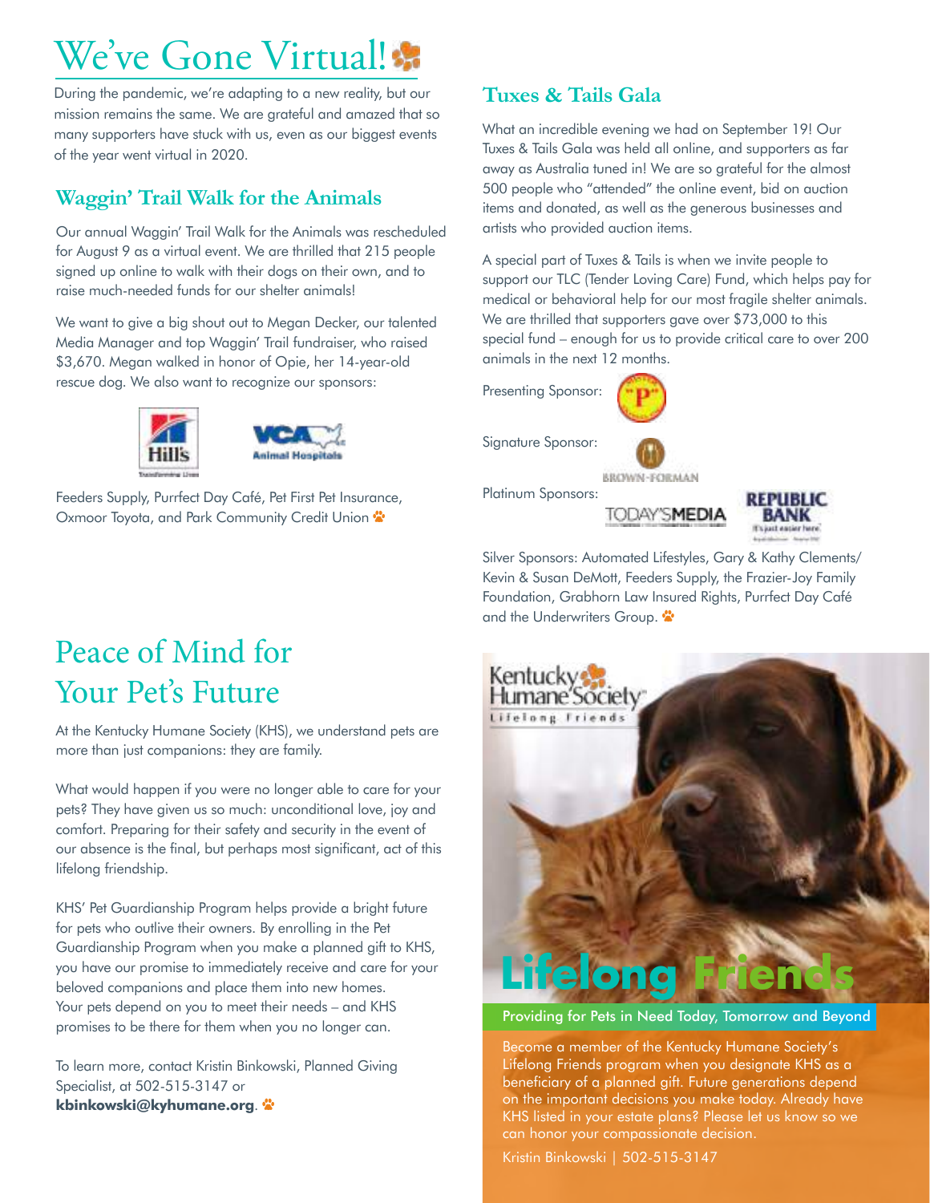# We've Gone Virtual!

During the pandemic, we're adapting to a new reality, but our mission remains the same. We are grateful and amazed that so many supporters have stuck with us, even as our biggest events of the year went virtual in 2020.

## Waggin' Trail Walk for the Animals

Our annual Waggin' Trail Walk for the Animals was rescheduled for August 9 as a virtual event. We are thrilled that 215 people signed up online to walk with their dogs on their own, and to raise much-needed funds for our shelter animals!

We want to give a big shout out to Megan Decker, our talented Media Manager and top Waggin' Trail fundraiser, who raised $3,670. Megan walked in honor of Opie, her 14-year-old rescue dog. We also want to recognize our sponsors:

Hill's Transforming Lives

VCA Animal Hospitals

Feeders Supply, Purrfect Day Café, Pet First Pet Insurance, Oxmoor Toyota, and Park Community Credit Union

## Tuxes & Tails Gala

What an incredible evening we had on September 19! Our Tuxes & Tails Gala was held all online, and supporters as far away as Australia tuned in! We are so grateful for the almost 500 people who "attended" the online event, bid on auction items and donated, as well as the generous businesses and artists who provided auction items.

A special part of Tuxes & Tails is when we invite people to support our TLC (Tender Loving Care) Fund, which helps pay for medical or behavioral help for our most fragile shelter animals. We are thrilled that supporters gave over $73,000 to this special fund – enough for us to provide critical care to over 200 animals in the next 12 months.

Presenting Sponsor: "P"

Signature Sponsor: Brown-Forman

Platinum Sponsors: Today's Media, Republic Bank

Silver Sponsors: Automated Lifestyles, Gary & Kathy Clements/ Kevin & Susan DeMott, Feeders Supply, the Frazier-Joy Family Foundation, Grabhorn Law Insured Rights, Purrfect Day Café and the Underwriters Group.

# Peace of Mind for Your Pet's Future

At the Kentucky Humane Society (KHS), we understand pets are more than just companions: they are family.

What would happen if you were no longer able to care for your pets? They have given us so much: unconditional love, joy and comfort. Preparing for their safety and security in the event of our absence is the final, but perhaps most significant, act of this lifelong friendship.

KHS' Pet Guardianship Program helps provide a bright future for pets who outlive their owners. By enrolling in the Pet Guardianship Program when you make a planned gift to KHS, you have our promise to immediately receive and care for your beloved companions and place them into new homes. Your pets depend on you to meet their needs – and KHS promises to be there for them when you no longer can.

To learn more, contact Kristin Binkowski, Planned Giving Specialist, at 502-515-3147 or **kbinkowski@kyhumane.org**.

Kentucky Humane Society
Lifelong Friends

# Lifelong Friends

Providing for Pets in Need Today, Tomorrow and Beyond

Become a member of the Kentucky Humane Society's Lifelong Friends program when you designate KHS as a beneficiary of a planned gift. Future generations depend on the important decisions you make today. Already have KHS listed in your estate plans? Please let us know so we can honor your compassionate decision.

Kristin Binkowski | 502-515-3147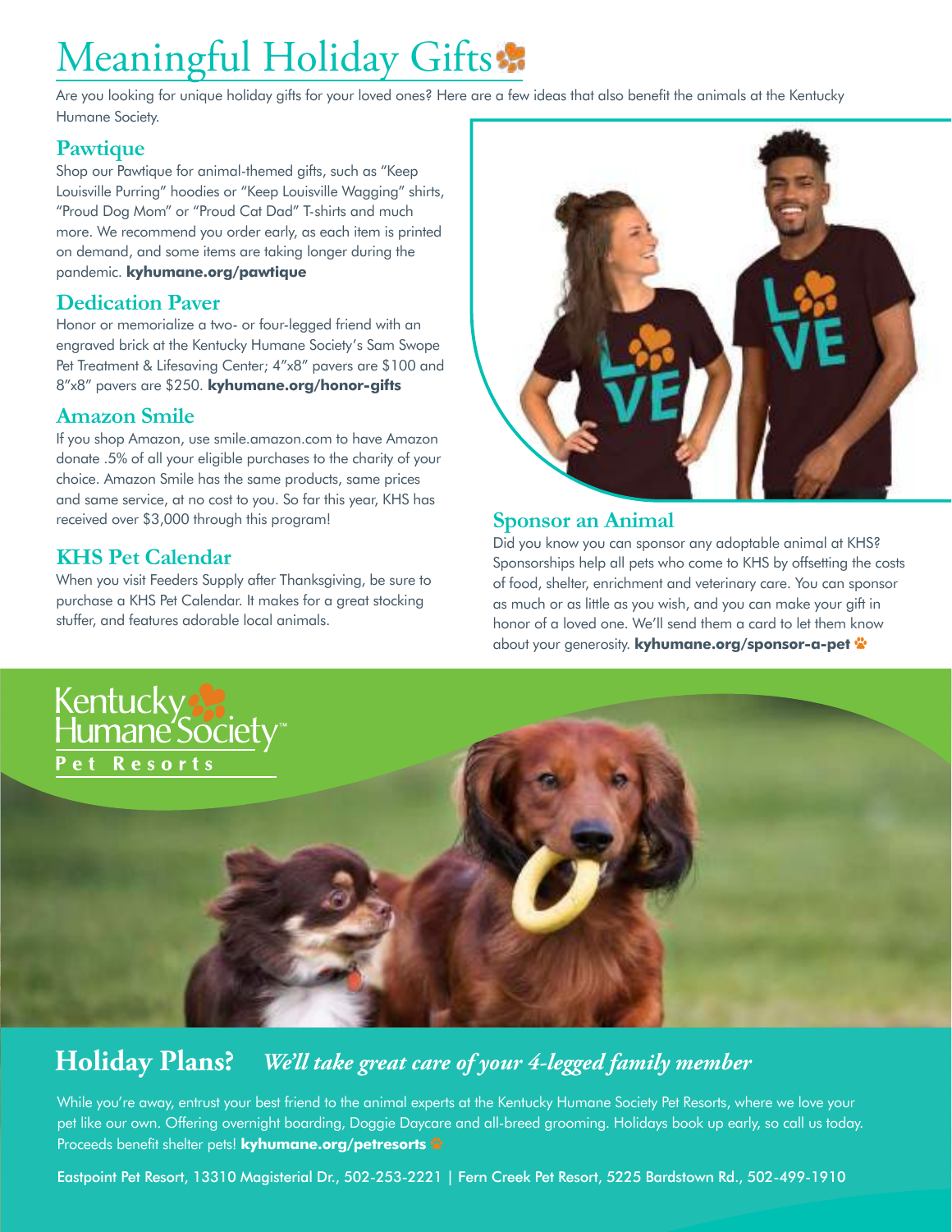# Meaningful Holiday Gifts

Are you looking for unique holiday gifts for your loved ones? Here are a few ideas that also benefit the animals at the Kentucky Humane Society.

## Pawtique

Shop our Pawtique for animal-themed gifts, such as "Keep Louisville Purring" hoodies or "Keep Louisville Wagging" shirts, "Proud Dog Mom" or "Proud Cat Dad" T-shirts and much more. We recommend you order early, as each item is printed on demand, and some items are taking longer during the pandemic. **kyhumane.org/pawtique**

## Dedication Paver

Honor or memorialize a two- or four-legged friend with an engraved brick at the Kentucky Humane Society's Sam Swope Pet Treatment & Lifesaving Center; 4"x8" pavers are $100 and 8"x8" pavers are $250. **kyhumane.org/honor-gifts**

## Amazon Smile

If you shop Amazon, use smile.amazon.com to have Amazon donate .5% of all your eligible purchases to the charity of your choice. Amazon Smile has the same products, same prices and same service, at no cost to you. So far this year, KHS has received over $3,000 through this program!

## KHS Pet Calendar

When you visit Feeders Supply after Thanksgiving, be sure to purchase a KHS Pet Calendar. It makes for a great stocking stuffer, and features adorable local animals.

## Sponsor an Animal

Did you know you can sponsor any adoptable animal at KHS? Sponsorships help all pets who come to KHS by offsetting the costs of food, shelter, enrichment and veterinary care. You can sponsor as much or as little as you wish, and you can make your gift in honor of a loved one. We'll send them a card to let them know about your generosity. **kyhumane.org/sponsor-a-pet**

Kentucky Humane Society™ Pet Resorts

## Holiday Plans? *We'll take great care of your 4-legged family member*

While you're away, entrust your best friend to the animal experts at the Kentucky Humane Society Pet Resorts, where we love your pet like our own. Offering overnight boarding, Doggie Daycare and all-breed grooming. Holidays book up early, so call us today. Proceeds benefit shelter pets! **kyhumane.org/petresorts**

Eastpoint Pet Resort, 13310 Magisterial Dr., 502-253-2221 | Fern Creek Pet Resort, 5225 Bardstown Rd., 502-499-1910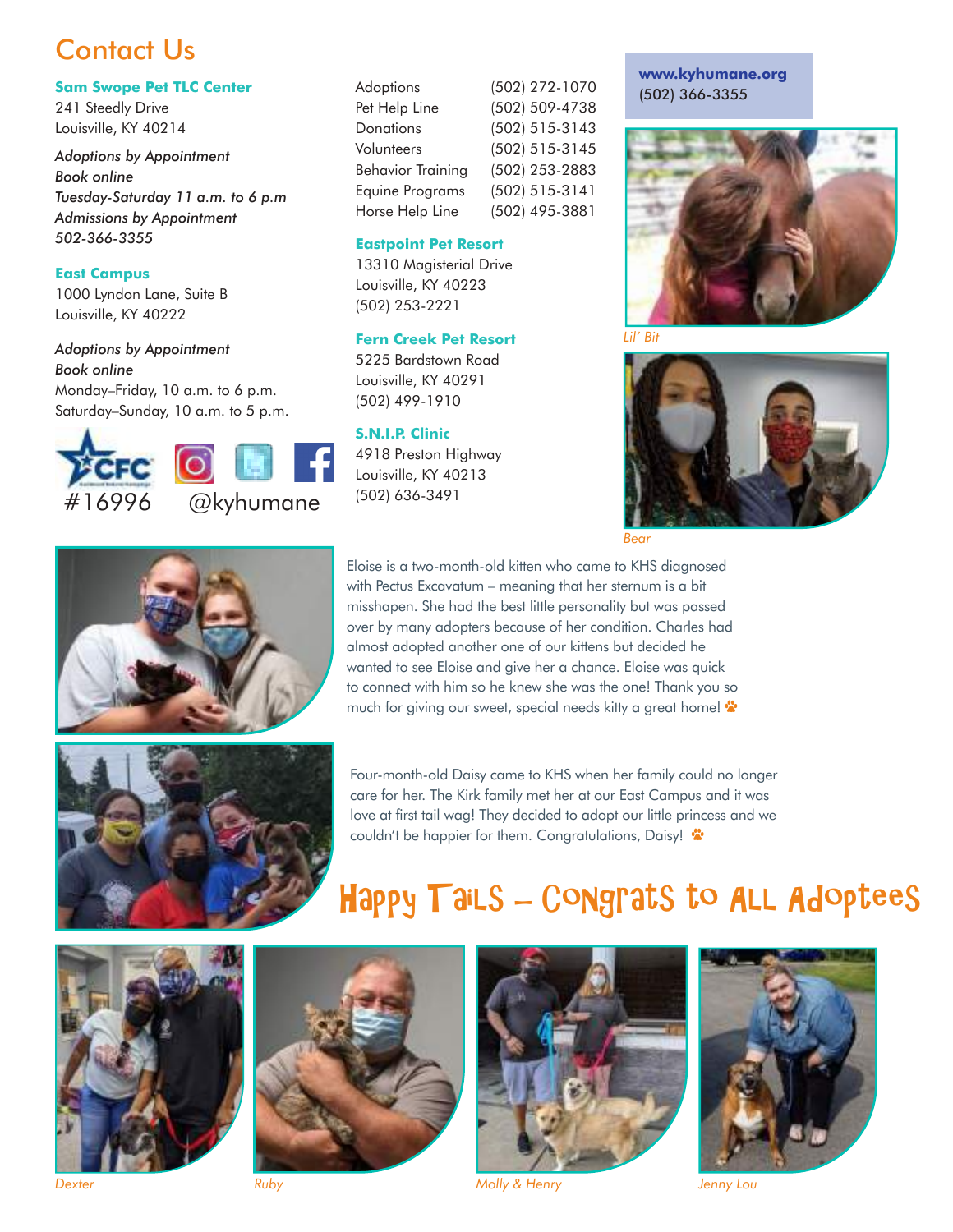# Contact Us

**Sam Swope Pet TLC Center**
241 Steedly Drive
Louisville, KY 40214

*Adoptions by Appointment*
*Book online*
*Tuesday-Saturday 11 a.m. to 6 p.m*
*Admissions by Appointment*
*502-366-3355*

**East Campus**
1000 Lyndon Lane, Suite B
Louisville, KY 40222

*Adoptions by Appointment*
*Book online*
Monday–Friday, 10 a.m. to 6 p.m.
Saturday–Sunday, 10 a.m. to 5 p.m.

CFC #16996

@kyhumane

| | |
|---|---|
| Adoptions | (502) 272-1070 |
| Pet Help Line | (502) 509-4738 |
| Donations | (502) 515-3143 |
| Volunteers | (502) 515-3145 |
| Behavior Training | (502) 253-2883 |
| Equine Programs | (502) 515-3141 |
| Horse Help Line | (502) 495-3881 |

**Eastpoint Pet Resort**
13310 Magisterial Drive
Louisville, KY 40223
(502) 253-2221

**Fern Creek Pet Resort**
5225 Bardstown Road
Louisville, KY 40291
(502) 499-1910

**S.N.I.P. Clinic**
4918 Preston Highway
Louisville, KY 40213
(502) 636-3491

**www.kyhumane.org**
(502) 366-3355

*Lil' Bit*

*Bear*

Eloise is a two-month-old kitten who came to KHS diagnosed with Pectus Excavatum – meaning that her sternum is a bit misshapen. She had the best little personality but was passed over by many adopters because of her condition. Charles had almost adopted another one of our kittens but decided he wanted to see Eloise and give her a chance. Eloise was quick to connect with him so he knew she was the one! Thank you so much for giving our sweet, special needs kitty a great home!

Four-month-old Daisy came to KHS when her family could no longer care for her. The Kirk family met her at our East Campus and it was love at first tail wag! They decided to adopt our little princess and we couldn't be happier for them. Congratulations, Daisy!

## Happy Tails – Congrats to All Adoptees

*Dexter*

*Ruby*

*Molly & Henry*

*Jenny Lou*